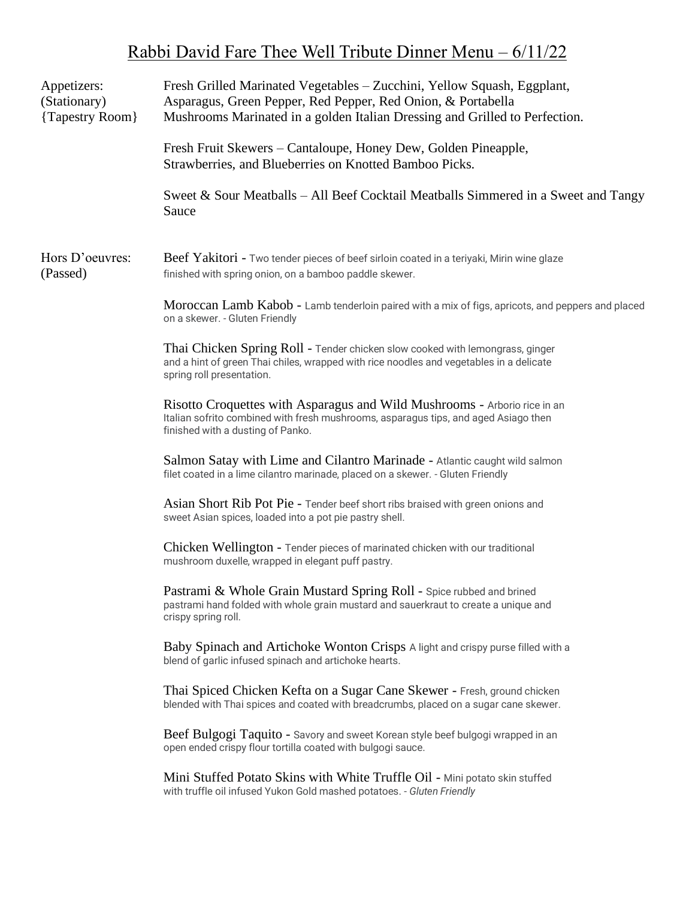# Rabbi David Fare Thee Well Tribute Dinner Menu – 6/11/22

**Appetizers:**
(Stationary)
{Tapestry Room}

Fresh Grilled Marinated Vegetables – Zucchini, Yellow Squash, Eggplant, Asparagus, Green Pepper, Red Pepper, Red Onion, & Portabella Mushrooms Marinated in a golden Italian Dressing and Grilled to Perfection.

Fresh Fruit Skewers – Cantaloupe, Honey Dew, Golden Pineapple, Strawberries, and Blueberries on Knotted Bamboo Picks.

Sweet & Sour Meatballs – All Beef Cocktail Meatballs Simmered in a Sweet and Tangy Sauce

**Hors D'oeuvres:**
(Passed)

Beef Yakitori - Two tender pieces of beef sirloin coated in a teriyaki, Mirin wine glaze finished with spring onion, on a bamboo paddle skewer.

Moroccan Lamb Kabob - Lamb tenderloin paired with a mix of figs, apricots, and peppers and placed on a skewer. - Gluten Friendly

Thai Chicken Spring Roll - Tender chicken slow cooked with lemongrass, ginger and a hint of green Thai chiles, wrapped with rice noodles and vegetables in a delicate spring roll presentation.

Risotto Croquettes with Asparagus and Wild Mushrooms - Arborio rice in an Italian sofrito combined with fresh mushrooms, asparagus tips, and aged Asiago then finished with a dusting of Panko.

Salmon Satay with Lime and Cilantro Marinade - Atlantic caught wild salmon filet coated in a lime cilantro marinade, placed on a skewer. - Gluten Friendly

Asian Short Rib Pot Pie - Tender beef short ribs braised with green onions and sweet Asian spices, loaded into a pot pie pastry shell.

Chicken Wellington - Tender pieces of marinated chicken with our traditional mushroom duxelle, wrapped in elegant puff pastry.

Pastrami & Whole Grain Mustard Spring Roll - Spice rubbed and brined pastrami hand folded with whole grain mustard and sauerkraut to create a unique and crispy spring roll.

Baby Spinach and Artichoke Wonton Crisps A light and crispy purse filled with a blend of garlic infused spinach and artichoke hearts.

Thai Spiced Chicken Kefta on a Sugar Cane Skewer - Fresh, ground chicken blended with Thai spices and coated with breadcrumbs, placed on a sugar cane skewer.

Beef Bulgogi Taquito - Savory and sweet Korean style beef bulgogi wrapped in an open ended crispy flour tortilla coated with bulgogi sauce.

Mini Stuffed Potato Skins with White Truffle Oil - Mini potato skin stuffed with truffle oil infused Yukon Gold mashed potatoes. - *Gluten Friendly*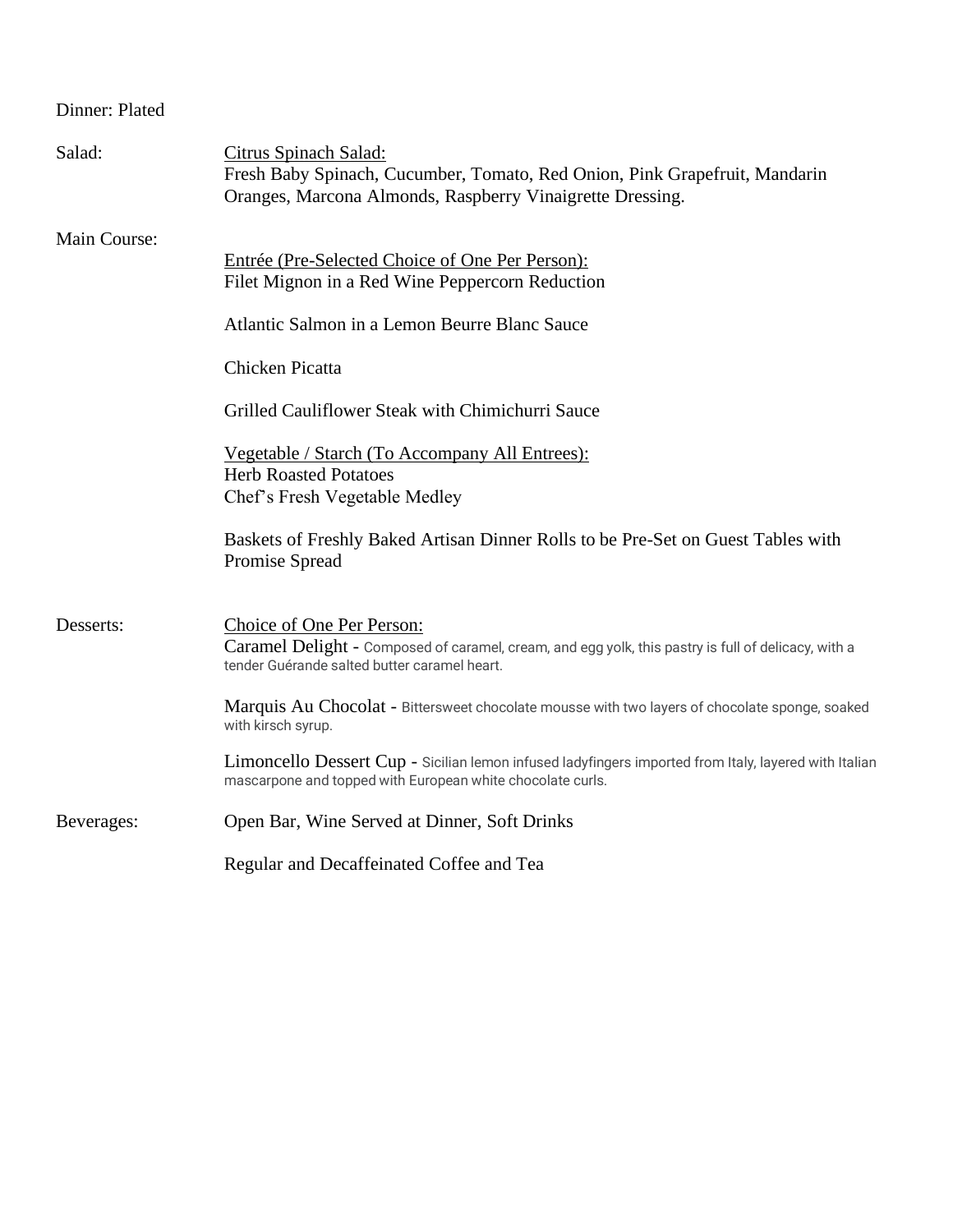Dinner: Plated

Salad: <u>Citrus Spinach Salad:</u>
Fresh Baby Spinach, Cucumber, Tomato, Red Onion, Pink Grapefruit, Mandarin Oranges, Marcona Almonds, Raspberry Vinaigrette Dressing.

Main Course:

<u>Entrée (Pre-Selected Choice of One Per Person):</u>
Filet Mignon in a Red Wine Peppercorn Reduction

Atlantic Salmon in a Lemon Beurre Blanc Sauce

Chicken Picatta

Grilled Cauliflower Steak with Chimichurri Sauce

<u>Vegetable / Starch (To Accompany All Entrees):</u>
Herb Roasted Potatoes
Chef's Fresh Vegetable Medley

Baskets of Freshly Baked Artisan Dinner Rolls to be Pre-Set on Guest Tables with Promise Spread

Desserts: <u>Choice of One Per Person:</u>

Caramel Delight - Composed of caramel, cream, and egg yolk, this pastry is full of delicacy, with a tender Guérande salted butter caramel heart.

Marquis Au Chocolat - Bittersweet chocolate mousse with two layers of chocolate sponge, soaked with kirsch syrup.

Limoncello Dessert Cup - Sicilian lemon infused ladyfingers imported from Italy, layered with Italian mascarpone and topped with European white chocolate curls.

Beverages: Open Bar, Wine Served at Dinner, Soft Drinks

Regular and Decaffeinated Coffee and Tea